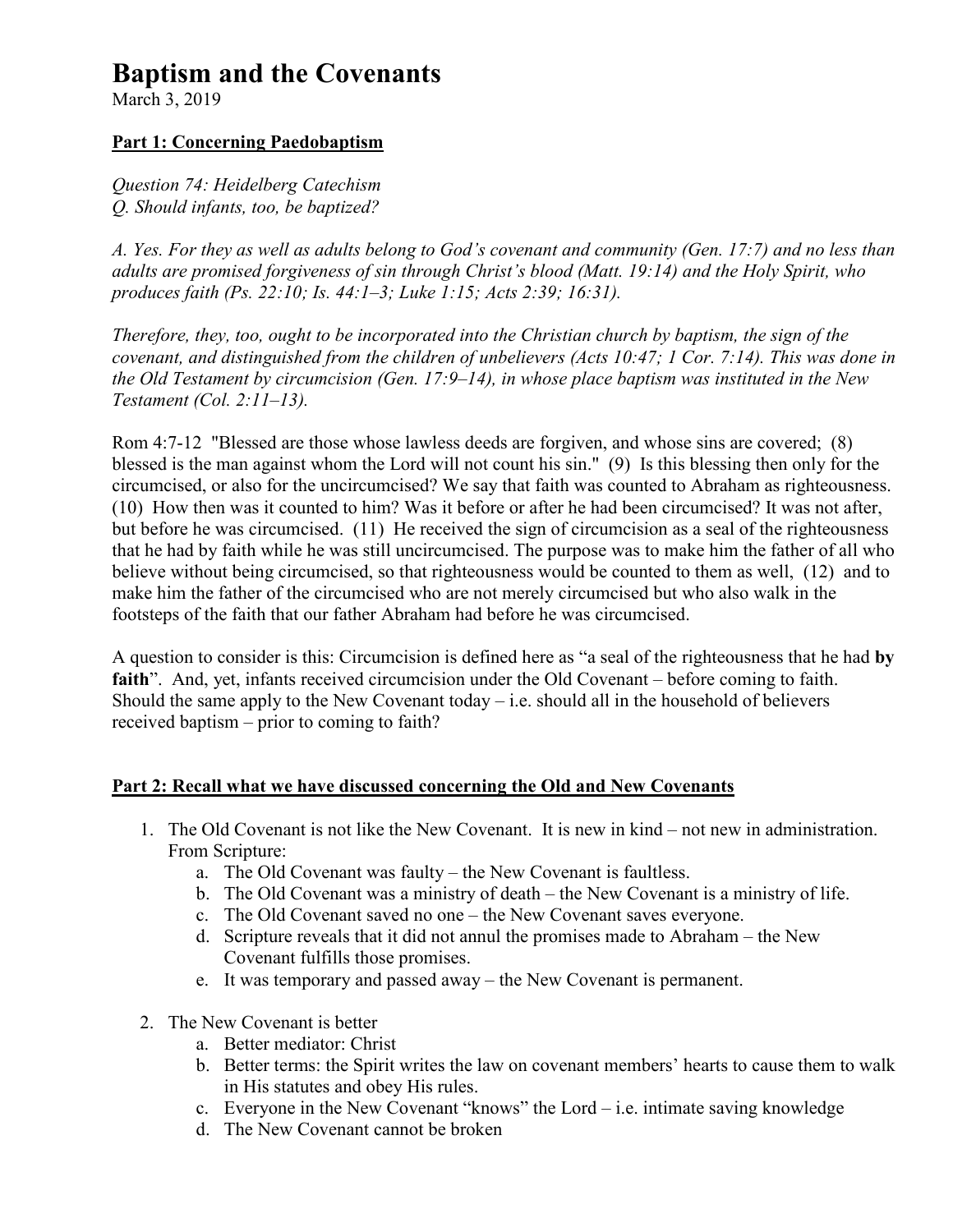# Baptism and the Covenants

March 3, 2019

**Part 1: Concerning Paedobaptism**

*Question 74: Heidelberg Catechism*
*Q. Should infants, too, be baptized?*

*A. Yes. For they as well as adults belong to God's covenant and community (Gen. 17:7) and no less than adults are promised forgiveness of sin through Christ's blood (Matt. 19:14) and the Holy Spirit, who produces faith (Ps. 22:10; Is. 44:1–3; Luke 1:15; Acts 2:39; 16:31).*

*Therefore, they, too, ought to be incorporated into the Christian church by baptism, the sign of the covenant, and distinguished from the children of unbelievers (Acts 10:47; 1 Cor. 7:14). This was done in the Old Testament by circumcision (Gen. 17:9–14), in whose place baptism was instituted in the New Testament (Col. 2:11–13).*

Rom 4:7-12 "Blessed are those whose lawless deeds are forgiven, and whose sins are covered; (8) blessed is the man against whom the Lord will not count his sin." (9) Is this blessing then only for the circumcised, or also for the uncircumcised? We say that faith was counted to Abraham as righteousness. (10) How then was it counted to him? Was it before or after he had been circumcised? It was not after, but before he was circumcised. (11) He received the sign of circumcision as a seal of the righteousness that he had by faith while he was still uncircumcised. The purpose was to make him the father of all who believe without being circumcised, so that righteousness would be counted to them as well, (12) and to make him the father of the circumcised who are not merely circumcised but who also walk in the footsteps of the faith that our father Abraham had before he was circumcised.

A question to consider is this: Circumcision is defined here as "a seal of the righteousness that he had **by faith**". And, yet, infants received circumcision under the Old Covenant – before coming to faith. Should the same apply to the New Covenant today – i.e. should all in the household of believers received baptism – prior to coming to faith?

**Part 2: Recall what we have discussed concerning the Old and New Covenants**

1. The Old Covenant is not like the New Covenant. It is new in kind – not new in administration. From Scripture:
    a. The Old Covenant was faulty – the New Covenant is faultless.
    b. The Old Covenant was a ministry of death – the New Covenant is a ministry of life.
    c. The Old Covenant saved no one – the New Covenant saves everyone.
    d. Scripture reveals that it did not annul the promises made to Abraham – the New Covenant fulfills those promises.
    e. It was temporary and passed away – the New Covenant is permanent.
2. The New Covenant is better
    a. Better mediator: Christ
    b. Better terms: the Spirit writes the law on covenant members' hearts to cause them to walk in His statutes and obey His rules.
    c. Everyone in the New Covenant "knows" the Lord – i.e. intimate saving knowledge
    d. The New Covenant cannot be broken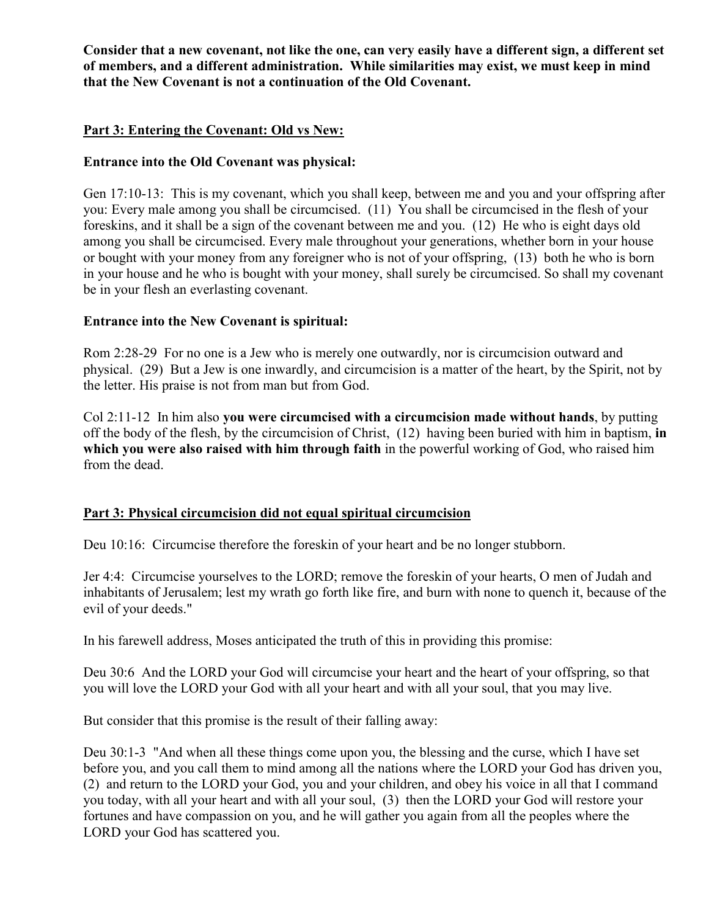**Consider that a new covenant, not like the one, can very easily have a different sign, a different set of members, and a different administration. While similarities may exist, we must keep in mind that the New Covenant is not a continuation of the Old Covenant.**

## Part 3: Entering the Covenant: Old vs New:

### Entrance into the Old Covenant was physical:

Gen 17:10-13: This is my covenant, which you shall keep, between me and you and your offspring after you: Every male among you shall be circumcised. (11) You shall be circumcised in the flesh of your foreskins, and it shall be a sign of the covenant between me and you. (12) He who is eight days old among you shall be circumcised. Every male throughout your generations, whether born in your house or bought with your money from any foreigner who is not of your offspring, (13) both he who is born in your house and he who is bought with your money, shall surely be circumcised. So shall my covenant be in your flesh an everlasting covenant.

### Entrance into the New Covenant is spiritual:

Rom 2:28-29 For no one is a Jew who is merely one outwardly, nor is circumcision outward and physical. (29) But a Jew is one inwardly, and circumcision is a matter of the heart, by the Spirit, not by the letter. His praise is not from man but from God.

Col 2:11-12 In him also **you were circumcised with a circumcision made without hands**, by putting off the body of the flesh, by the circumcision of Christ, (12) having been buried with him in baptism, **in which you were also raised with him through faith** in the powerful working of God, who raised him from the dead.

## Part 3: Physical circumcision did not equal spiritual circumcision

Deu 10:16: Circumcise therefore the foreskin of your heart and be no longer stubborn.

Jer 4:4: Circumcise yourselves to the LORD; remove the foreskin of your hearts, O men of Judah and inhabitants of Jerusalem; lest my wrath go forth like fire, and burn with none to quench it, because of the evil of your deeds."

In his farewell address, Moses anticipated the truth of this in providing this promise:

Deu 30:6 And the LORD your God will circumcise your heart and the heart of your offspring, so that you will love the LORD your God with all your heart and with all your soul, that you may live.

But consider that this promise is the result of their falling away:

Deu 30:1-3 "And when all these things come upon you, the blessing and the curse, which I have set before you, and you call them to mind among all the nations where the LORD your God has driven you, (2) and return to the LORD your God, you and your children, and obey his voice in all that I command you today, with all your heart and with all your soul, (3) then the LORD your God will restore your fortunes and have compassion on you, and he will gather you again from all the peoples where the LORD your God has scattered you.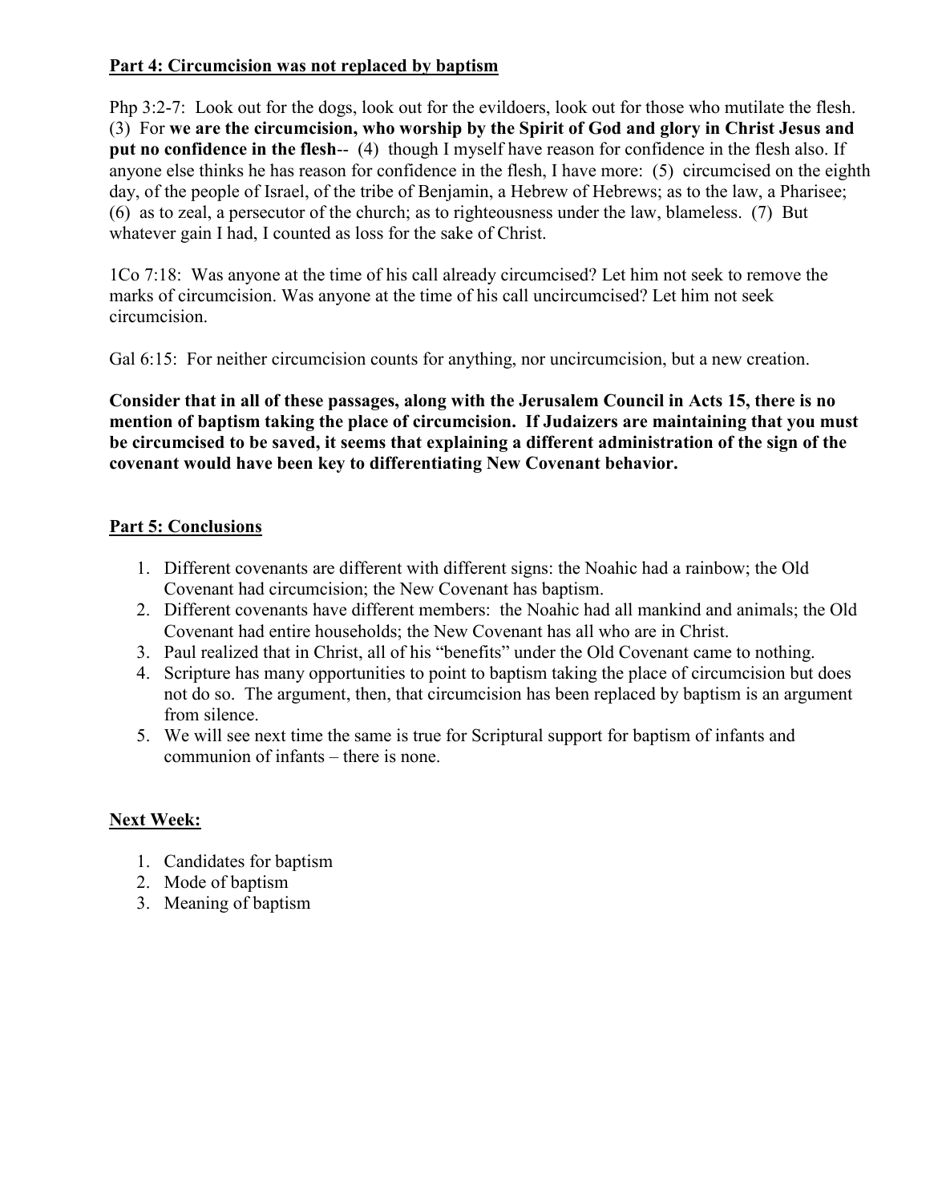**Part 4: Circumcision was not replaced by baptism**

Php 3:2-7: Look out for the dogs, look out for the evildoers, look out for those who mutilate the flesh. (3) For **we are the circumcision, who worship by the Spirit of God and glory in Christ Jesus and put no confidence in the flesh**-- (4) though I myself have reason for confidence in the flesh also. If anyone else thinks he has reason for confidence in the flesh, I have more: (5) circumcised on the eighth day, of the people of Israel, of the tribe of Benjamin, a Hebrew of Hebrews; as to the law, a Pharisee; (6) as to zeal, a persecutor of the church; as to righteousness under the law, blameless. (7) But whatever gain I had, I counted as loss for the sake of Christ.

1Co 7:18: Was anyone at the time of his call already circumcised? Let him not seek to remove the marks of circumcision. Was anyone at the time of his call uncircumcised? Let him not seek circumcision.

Gal 6:15: For neither circumcision counts for anything, nor uncircumcision, but a new creation.

**Consider that in all of these passages, along with the Jerusalem Council in Acts 15, there is no mention of baptism taking the place of circumcision. If Judaizers are maintaining that you must be circumcised to be saved, it seems that explaining a different administration of the sign of the covenant would have been key to differentiating New Covenant behavior.**

**Part 5: Conclusions**

1. Different covenants are different with different signs: the Noahic had a rainbow; the Old Covenant had circumcision; the New Covenant has baptism.
2. Different covenants have different members: the Noahic had all mankind and animals; the Old Covenant had entire households; the New Covenant has all who are in Christ.
3. Paul realized that in Christ, all of his "benefits" under the Old Covenant came to nothing.
4. Scripture has many opportunities to point to baptism taking the place of circumcision but does not do so. The argument, then, that circumcision has been replaced by baptism is an argument from silence.
5. We will see next time the same is true for Scriptural support for baptism of infants and communion of infants – there is none.

**Next Week:**

1. Candidates for baptism
2. Mode of baptism
3. Meaning of baptism